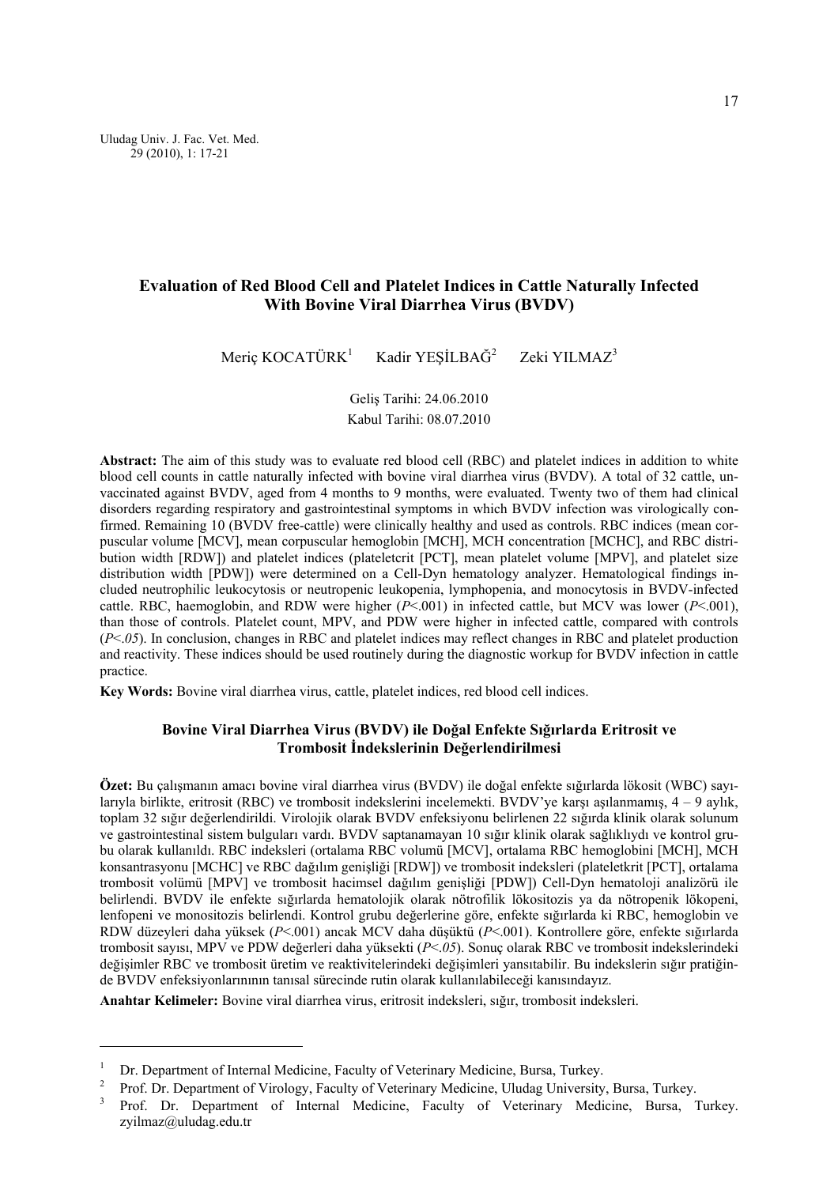# Evaluation of Red Blood Cell and Platelet Indices in Cattle Naturally Infected With Bovine Viral Diarrhea Virus (BVDV)

Meriç KOCATÜRK[1] Kadir YEŞİLBAĞ[2] Zeki YILMAZ[3]

Geliş Tarihi: 24.06.2010
Kabul Tarihi: 08.07.2010

**Abstract:** The aim of this study was to evaluate red blood cell (RBC) and platelet indices in addition to white blood cell counts in cattle naturally infected with bovine viral diarrhea virus (BVDV). A total of 32 cattle, unvaccinated against BVDV, aged from 4 months to 9 months, were evaluated. Twenty two of them had clinical disorders regarding respiratory and gastrointestinal symptoms in which BVDV infection was virologically confirmed. Remaining 10 (BVDV free-cattle) were clinically healthy and used as controls. RBC indices (mean corpuscular volume [MCV], mean corpuscular hemoglobin [MCH], MCH concentration [MCHC], and RBC distribution width [RDW]) and platelet indices (plateletcrit [PCT], mean platelet volume [MPV], and platelet size distribution width [PDW]) were determined on a Cell-Dyn hematology analyzer. Hematological findings included neutrophilic leukocytosis or neutropenic leukopenia, lymphopenia, and monocytosis in BVDV-infected cattle. RBC, haemoglobin, and RDW were higher (*P*<.001) in infected cattle, but MCV was lower (*P*<.001), than those of controls. Platelet count, MPV, and PDW were higher in infected cattle, compared with controls (*P<.05*). In conclusion, changes in RBC and platelet indices may reflect changes in RBC and platelet production and reactivity. These indices should be used routinely during the diagnostic workup for BVDV infection in cattle practice.

**Key Words:** Bovine viral diarrhea virus, cattle, platelet indices, red blood cell indices.

## Bovine Viral Diarrhea Virus (BVDV) ile Doğal Enfekte Sığırlarda Eritrosit ve Trombosit İndekslerinin Değerlendirilmesi

**Özet:** Bu çalışmanın amacı bovine viral diarrhea virus (BVDV) ile doğal enfekte sığırlarda lökosit (WBC) sayılarıyla birlikte, eritrosit (RBC) ve trombosit indekslerini incelemekti. BVDV'ye karşı aşılanmamış, 4 – 9 aylık, toplam 32 sığır değerlendirildi. Virolojik olarak BVDV enfeksiyonu belirlenen 22 sığırda klinik olarak solunum ve gastrointestinal sistem bulguları vardı. BVDV saptanamayan 10 sığır klinik olarak sağlıklıydı ve kontrol grubu olarak kullanıldı. RBC indeksleri (ortalama RBC volümü [MCV], ortalama RBC hemoglobini [MCH], MCH konsantrasyonu [MCHC] ve RBC dağılım genişliği [RDW]) ve trombosit indeksleri (plateletkrit [PCT], ortalama trombosit volümü [MPV] ve trombosit hacimsel dağılım genişliği [PDW]) Cell-Dyn hematoloji analizörü ile belirlendi. BVDV ile enfekte sığırlarda hematolojik olarak nötrofilik lökositozis ya da nötropenik lökopeni, lenfopeni ve monositozis belirlendi. Kontrol grubu değerlerine göre, enfekte sığırlarda ki RBC, hemoglobin ve RDW düzeyleri daha yüksek (*P*<.001) ancak MCV daha düşüktü (*P*<.001). Kontrollere göre, enfekte sığırlarda trombosit sayısı, MPV ve PDW değerleri daha yüksekti (*P<.05*). Sonuç olarak RBC ve trombosit indekslerindeki değişimler RBC ve trombosit üretim ve reaktivitelerindeki değişimleri yansıtabilir. Bu indekslerin sığır pratiğinde BVDV enfeksiyonlarınının tanısal sürecinde rutin olarak kullanılabileceği kanısındayız.

**Anahtar Kelimeler:** Bovine viral diarrhea virus, eritrosit indeksleri, sığır, trombosit indeksleri.

---

[1] Dr. Department of Internal Medicine, Faculty of Veterinary Medicine, Bursa, Turkey.

[2] Prof. Dr. Department of Virology, Faculty of Veterinary Medicine, Uludag University, Bursa, Turkey.

[3] Prof. Dr. Department of Internal Medicine, Faculty of Veterinary Medicine, Bursa, Turkey. zyilmaz@uludag.edu.tr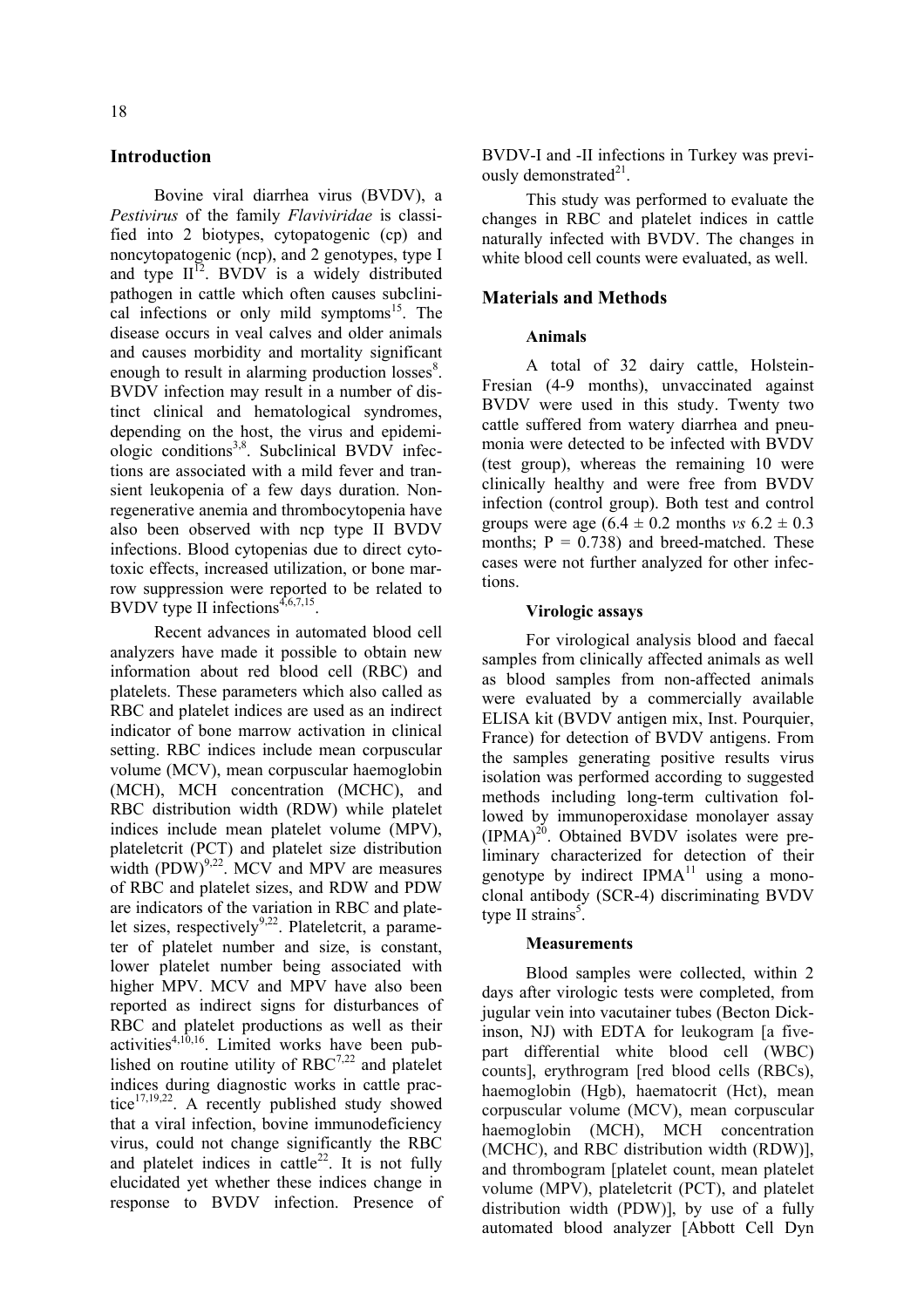## Introduction

Bovine viral diarrhea virus (BVDV), a *Pestivirus* of the family *Flaviviridae* is classified into 2 biotypes, cytopatogenic (cp) and noncytopatogenic (ncp), and 2 genotypes, type I and type II[12]. BVDV is a widely distributed pathogen in cattle which often causes subclinical infections or only mild symptoms[15]. The disease occurs in veal calves and older animals and causes morbidity and mortality significant enough to result in alarming production losses[8]. BVDV infection may result in a number of distinct clinical and hematological syndromes, depending on the host, the virus and epidemiologic conditions[3,8]. Subclinical BVDV infections are associated with a mild fever and transient leukopenia of a few days duration. Non-regenerative anemia and thrombocytopenia have also been observed with ncp type II BVDV infections. Blood cytopenias due to direct cytotoxic effects, increased utilization, or bone marrow suppression were reported to be related to BVDV type II infections[4,6,7,15].

Recent advances in automated blood cell analyzers have made it possible to obtain new information about red blood cell (RBC) and platelets. These parameters which also called as RBC and platelet indices are used as an indirect indicator of bone marrow activation in clinical setting. RBC indices include mean corpuscular volume (MCV), mean corpuscular haemoglobin (MCH), MCH concentration (MCHC), and RBC distribution width (RDW) while platelet indices include mean platelet volume (MPV), plateletcrit (PCT) and platelet size distribution width (PDW)[9,22]. MCV and MPV are measures of RBC and platelet sizes, and RDW and PDW are indicators of the variation in RBC and platelet sizes, respectively[9,22]. Plateletcrit, a parameter of platelet number and size, is constant, lower platelet number being associated with higher MPV. MCV and MPV have also been reported as indirect signs for disturbances of RBC and platelet productions as well as their activities[4,10,16]. Limited works have been published on routine utility of RBC[7,22] and platelet indices during diagnostic works in cattle practice[17,19,22]. A recently published study showed that a viral infection, bovine immunodeficiency virus, could not change significantly the RBC and platelet indices in cattle[22]. It is not fully elucidated yet whether these indices change in response to BVDV infection. Presence of BVDV-I and -II infections in Turkey was previously demonstrated[21].

This study was performed to evaluate the changes in RBC and platelet indices in cattle naturally infected with BVDV. The changes in white blood cell counts were evaluated, as well.

## Materials and Methods

### Animals

A total of 32 dairy cattle, Holstein-Fresian (4-9 months), unvaccinated against BVDV were used in this study. Twenty two cattle suffered from watery diarrhea and pneumonia were detected to be infected with BVDV (test group), whereas the remaining 10 were clinically healthy and were free from BVDV infection (control group). Both test and control groups were age ($6.4 \pm 0.2$ months *vs* $6.2 \pm 0.3$ months; $P = 0.738$) and breed-matched. These cases were not further analyzed for other infections.

### Virologic assays

For virological analysis blood and faecal samples from clinically affected animals as well as blood samples from non-affected animals were evaluated by a commercially available ELISA kit (BVDV antigen mix, Inst. Pourquier, France) for detection of BVDV antigens. From the samples generating positive results virus isolation was performed according to suggested methods including long-term cultivation followed by immunoperoxidase monolayer assay (IPMA)[20]. Obtained BVDV isolates were preliminary characterized for detection of their genotype by indirect IPMA[11] using a monoclonal antibody (SCR-4) discriminating BVDV type II strains[5].

### Measurements

Blood samples were collected, within 2 days after virologic tests were completed, from jugular vein into vacutainer tubes (Becton Dickinson, NJ) with EDTA for leukogram [a five-part differential white blood cell (WBC) counts], erythrogram [red blood cells (RBCs), haemoglobin (Hgb), haematocrit (Hct), mean corpuscular volume (MCV), mean corpuscular haemoglobin (MCH), MCH concentration (MCHC), and RBC distribution width (RDW)], and thrombogram [platelet count, mean platelet volume (MPV), plateletcrit (PCT), and platelet distribution width (PDW)], by use of a fully automated blood analyzer [Abbott Cell Dyn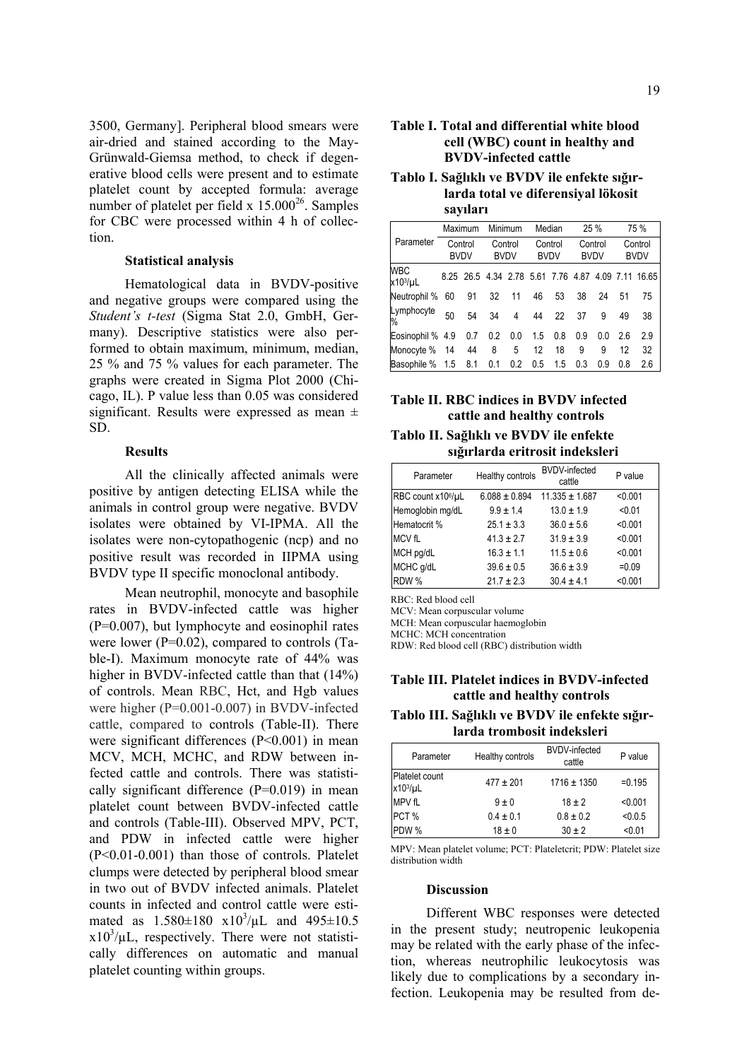3500, Germany]. Peripheral blood smears were air-dried and stained according to the May-Grünwald-Giemsa method, to check if degenerative blood cells were present and to estimate platelet count by accepted formula: average number of platelet per field x 15.000[26]. Samples for CBC were processed within 4 h of collection.

### Statistical analysis

Hematological data in BVDV-positive and negative groups were compared using the *Student's t-test* (Sigma Stat 2.0, GmbH, Germany). Descriptive statistics were also performed to obtain maximum, minimum, median, 25 % and 75 % values for each parameter. The graphs were created in Sigma Plot 2000 (Chicago, IL). P value less than 0.05 was considered significant. Results were expressed as mean ± SD.

### Results

All the clinically affected animals were positive by antigen detecting ELISA while the animals in control group were negative. BVDV isolates were obtained by VI-IPMA. All the isolates were non-cytopathogenic (ncp) and no positive result was recorded in IIPMA using BVDV type II specific monoclonal antibody.

Mean neutrophil, monocyte and basophile rates in BVDV-infected cattle was higher (P=0.007), but lymphocyte and eosinophil rates were lower (P=0.02), compared to controls (Table-I). Maximum monocyte rate of 44% was higher in BVDV-infected cattle than that (14%) of controls. Mean RBC, Hct, and Hgb values were higher (P=0.001-0.007) in BVDV-infected cattle, compared to controls (Table-II). There were significant differences (P<0.001) in mean MCV, MCH, MCHC, and RDW between infected cattle and controls. There was statistically significant difference (P=0.019) in mean platelet count between BVDV-infected cattle and controls (Table-III). Observed MPV, PCT, and PDW in infected cattle were higher (P<0.01-0.001) than those of controls. Platelet clumps were detected by peripheral blood smear in two out of BVDV infected animals. Platelet counts in infected and control cattle were estimated as 1.580±180 $x10^3/\mu L$ and 495±10.5 $x10^3/\mu L$, respectively. There were not statistically differences on automatic and manual platelet counting within groups.

**Table I. Total and differential white blood cell (WBC) count in healthy and BVDV-infected cattle**

**Tablo I. Sağlıklı ve BVDV ile enfekte sığırlarda total ve diferensiyal lökosit sayıları**

| Parameter | Maximum | | Minimum | | Median | | 25 % | | 75 % | |
|---|---|---|---|---|---|---|---|---|---|---|
| | Control | BVDV | Control | BVDV | Control | BVDV | Control | BVDV | Control | BVDV |
| WBC $x10^3/\mu L$ | 8.25 | 26.5 | 4.34 | 2.78 | 5.61 | 7.76 | 4.87 | 4.09 | 7.11 | 16.65 |
| Neutrophil % | 60 | 91 | 32 | 11 | 46 | 53 | 38 | 24 | 51 | 75 |
| Lymphocyte % | 50 | 54 | 34 | 4 | 44 | 22 | 37 | 9 | 49 | 38 |
| Eosinophil % | 4.9 | 0.7 | 0.2 | 0.0 | 1.5 | 0.8 | 0.9 | 0.0 | 2.6 | 2.9 |
| Monocyte % | 14 | 44 | 8 | 5 | 12 | 18 | 9 | 9 | 12 | 32 |
| Basophile % | 1.5 | 8.1 | 0.1 | 0.2 | 0.5 | 1.5 | 0.3 | 0.9 | 0.8 | 2.6 |

**Table II. RBC indices in BVDV infected cattle and healthy controls**

**Tablo II. Sağlıklı ve BVDV ile enfekte sığırlarda eritrosit indeksleri**

| Parameter | Healthy controls | BVDV-infected cattle | P value |
|---|---|---|---|
| RBC count $x10^6/\mu L$ | 6.088 ± 0.894 | 11.335 ± 1.687 | <0.001 |
| Hemoglobin mg/dL | 9.9 ± 1.4 | 13.0 ± 1.9 | <0.01 |
| Hematocrit % | 25.1 ± 3.3 | 36.0 ± 5.6 | <0.001 |
| MCV fL | 41.3 ± 2.7 | 31.9 ± 3.9 | <0.001 |
| MCH pg/dL | 16.3 ± 1.1 | 11.5 ± 0.6 | <0.001 |
| MCHC g/dL | 39.6 ± 0.5 | 36.6 ± 3.9 | =0.09 |
| RDW % | 21.7 ± 2.3 | 30.4 ± 4.1 | <0.001 |

RBC: Red blood cell
MCV: Mean corpuscular volume
MCH: Mean corpuscular haemoglobin
MCHC: MCH concentration
RDW: Red blood cell (RBC) distribution width

**Table III. Platelet indices in BVDV-infected cattle and healthy controls**

**Tablo III. Sağlıklı ve BVDV ile enfekte sığırlarda trombosit indeksleri**

| Parameter | Healthy controls | BVDV-infected cattle | P value |
|---|---|---|---|
| Platelet count $x10^3/\mu L$ | 477 ± 201 | 1716 ± 1350 | =0.195 |
| MPV fL | 9 ± 0 | 18 ± 2 | <0.001 |
| PCT % | 0.4 ± 0.1 | 0.8 ± 0.2 | <0.0.5 |
| PDW % | 18 ± 0 | 30 ± 2 | <0.01 |

MPV: Mean platelet volume; PCT: Plateletcrit; PDW: Platelet size distribution width

### Discussion

Different WBC responses were detected in the present study; neutropenic leukopenia may be related with the early phase of the infection, whereas neutrophilic leukocytosis was likely due to complications by a secondary infection. Leukopenia may be resulted from de-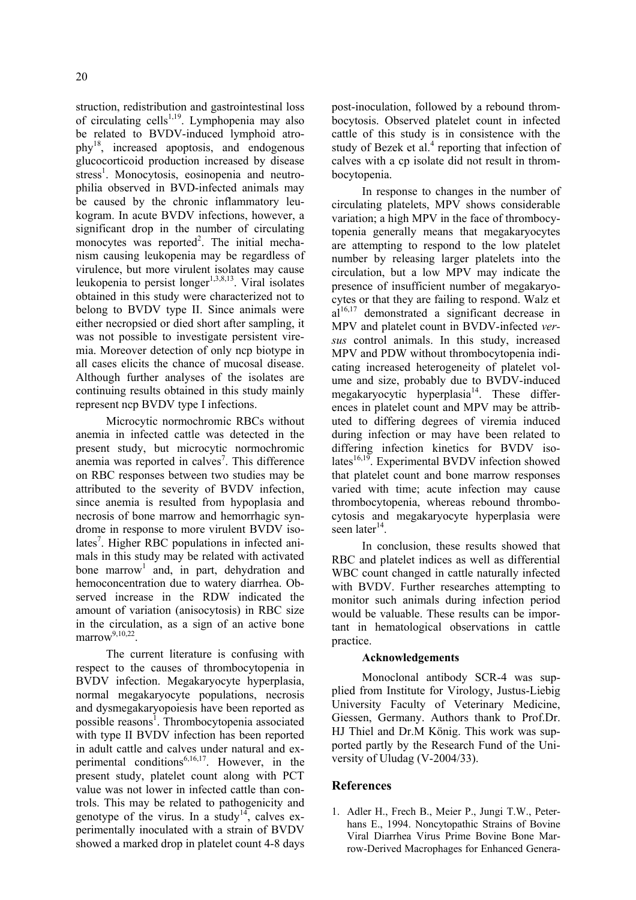struction, redistribution and gastrointestinal loss of circulating cells[1,19]. Lymphopenia may also be related to BVDV-induced lymphoid atrophy[18], increased apoptosis, and endogenous glucocorticoid production increased by disease stress[1]. Monocytosis, eosinopenia and neutrophilia observed in BVD-infected animals may be caused by the chronic inflammatory leukogram. In acute BVDV infections, however, a significant drop in the number of circulating monocytes was reported[2]. The initial mechanism causing leukopenia may be regardless of virulence, but more virulent isolates may cause leukopenia to persist longer[1,3,8,13]. Viral isolates obtained in this study were characterized not to belong to BVDV type II. Since animals were either necropsied or died short after sampling, it was not possible to investigate persistent viremia. Moreover detection of only ncp biotype in all cases elicits the chance of mucosal disease. Although further analyses of the isolates are continuing results obtained in this study mainly represent ncp BVDV type I infections.

Microcytic normochromic RBCs without anemia in infected cattle was detected in the present study, but microcytic normochromic anemia was reported in calves[7]. This difference on RBC responses between two studies may be attributed to the severity of BVDV infection, since anemia is resulted from hypoplasia and necrosis of bone marrow and hemorrhagic syndrome in response to more virulent BVDV isolates[7]. Higher RBC populations in infected animals in this study may be related with activated bone marrow[1] and, in part, dehydration and hemoconcentration due to watery diarrhea. Observed increase in the RDW indicated the amount of variation (anisocytosis) in RBC size in the circulation, as a sign of an active bone marrow[9,10,22].

The current literature is confusing with respect to the causes of thrombocytopenia in BVDV infection. Megakaryocyte hyperplasia, normal megakaryocyte populations, necrosis and dysmegakaryopoiesis have been reported as possible reasons[1]. Thrombocytopenia associated with type II BVDV infection has been reported in adult cattle and calves under natural and experimental conditions[6,16,17]. However, in the present study, platelet count along with PCT value was not lower in infected cattle than controls. This may be related to pathogenicity and genotype of the virus. In a study[14], calves experimentally inoculated with a strain of BVDV showed a marked drop in platelet count 4-8 days post-inoculation, followed by a rebound thrombocytosis. Observed platelet count in infected cattle of this study is in consistence with the study of Bezek et al.[4] reporting that infection of calves with a cp isolate did not result in thrombocytopenia.

In response to changes in the number of circulating platelets, MPV shows considerable variation; a high MPV in the face of thrombocytopenia generally means that megakaryocytes are attempting to respond to the low platelet number by releasing larger platelets into the circulation, but a low MPV may indicate the presence of insufficient number of megakaryocytes or that they are failing to respond. Walz et al[16,17] demonstrated a significant decrease in MPV and platelet count in BVDV-infected *versus* control animals. In this study, increased MPV and PDW without thrombocytopenia indicating increased heterogeneity of platelet volume and size, probably due to BVDV-induced megakaryocytic hyperplasia[14]. These differences in platelet count and MPV may be attributed to differing degrees of viremia induced during infection or may have been related to differing infection kinetics for BVDV isolates[16,19]. Experimental BVDV infection showed that platelet count and bone marrow responses varied with time; acute infection may cause thrombocytopenia, whereas rebound thrombocytosis and megakaryocyte hyperplasia were seen later[14].

In conclusion, these results showed that RBC and platelet indices as well as differential WBC count changed in cattle naturally infected with BVDV. Further researches attempting to monitor such animals during infection period would be valuable. These results can be important in hematological observations in cattle practice.

**Acknowledgements**

Monoclonal antibody SCR-4 was supplied from Institute for Virology, Justus-Liebig University Faculty of Veterinary Medicine, Giessen, Germany. Authors thank to Prof.Dr. HJ Thiel and Dr.M König. This work was supported partly by the Research Fund of the University of Uludag (V-2004/33).

## References

1. Adler H., Frech B., Meier P., Jungi T.W., Peterhans E., 1994. Noncytopathic Strains of Bovine Viral Diarrhea Virus Prime Bovine Bone Marrow-Derived Macrophages for Enhanced Genera-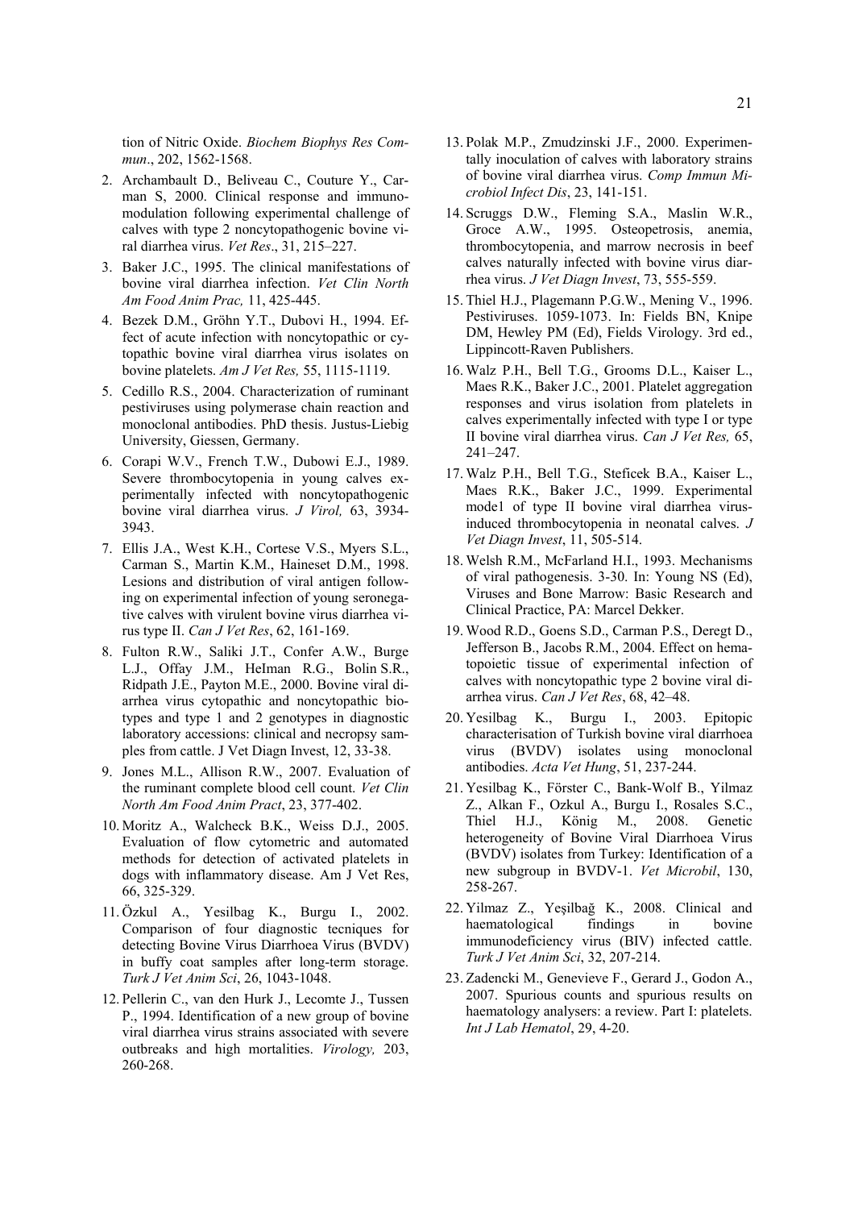tion of Nitric Oxide. *Biochem Biophys Res Commun*., 202, 1562-1568.

2. Archambault D., Beliveau C., Couture Y., Carman S, 2000. Clinical response and immunomodulation following experimental challenge of calves with type 2 noncytopathogenic bovine viral diarrhea virus. *Vet Res*., 31, 215–227.
3. Baker J.C., 1995. The clinical manifestations of bovine viral diarrhea infection. *Vet Clin North Am Food Anim Prac,* 11, 425-445.
4. Bezek D.M., Gröhn Y.T., Dubovi H., 1994. Effect of acute infection with noncytopathic or cytopathic bovine viral diarrhea virus isolates on bovine platelets. *Am J Vet Res,* 55, 1115-1119.
5. Cedillo R.S., 2004. Characterization of ruminant pestiviruses using polymerase chain reaction and monoclonal antibodies. PhD thesis. Justus-Liebig University, Giessen, Germany.
6. Corapi W.V., French T.W., Dubowi E.J., 1989. Severe thrombocytopenia in young calves experimentally infected with noncytopathogenic bovine viral diarrhea virus. *J Virol,* 63, 3934-3943.
7. Ellis J.A., West K.H., Cortese V.S., Myers S.L., Carman S., Martin K.M., Haineset D.M., 1998. Lesions and distribution of viral antigen following on experimental infection of young seronegative calves with virulent bovine virus diarrhea virus type II. *Can J Vet Res*, 62, 161-169.
8. Fulton R.W., Saliki J.T., Confer A.W., Burge L.J., Offay J.M., HeIman R.G., Bolin S.R., Ridpath J.E., Payton M.E., 2000. Bovine viral diarrhea virus cytopathic and noncytopathic biotypes and type 1 and 2 genotypes in diagnostic laboratory accessions: clinical and necropsy samples from cattle. J Vet Diagn Invest, 12, 33-38.
9. Jones M.L., Allison R.W., 2007. Evaluation of the ruminant complete blood cell count. *Vet Clin North Am Food Anim Pract*, 23, 377-402.
10. Moritz A., Walcheck B.K., Weiss D.J., 2005. Evaluation of flow cytometric and automated methods for detection of activated platelets in dogs with inflammatory disease. Am J Vet Res, 66, 325-329.
11. Özkul A., Yesilbag K., Burgu I., 2002. Comparison of four diagnostic tecniques for detecting Bovine Virus Diarrhoea Virus (BVDV) in buffy coat samples after long-term storage. *Turk J Vet Anim Sci*, 26, 1043-1048.
12. Pellerin C., van den Hurk J., Lecomte J., Tussen P., 1994. Identification of a new group of bovine viral diarrhea virus strains associated with severe outbreaks and high mortalities. *Virology,* 203, 260-268.
13. Polak M.P., Zmudzinski J.F., 2000. Experimentally inoculation of calves with laboratory strains of bovine viral diarrhea virus. *Comp Immun Microbiol Infect Dis*, 23, 141-151.
14. Scruggs D.W., Fleming S.A., Maslin W.R., Groce A.W., 1995. Osteopetrosis, anemia, thrombocytopenia, and marrow necrosis in beef calves naturally infected with bovine virus diarrhea virus. *J Vet Diagn Invest*, 73, 555-559.
15. Thiel H.J., Plagemann P.G.W., Mening V., 1996. Pestiviruses. 1059-1073. In: Fields BN, Knipe DM, Hewley PM (Ed), Fields Virology. 3rd ed., Lippincott-Raven Publishers.
16. Walz P.H., Bell T.G., Grooms D.L., Kaiser L., Maes R.K., Baker J.C., 2001. Platelet aggregation responses and virus isolation from platelets in calves experimentally infected with type I or type II bovine viral diarrhea virus. *Can J Vet Res,* 65, 241–247.
17. Walz P.H., Bell T.G., Steficek B.A., Kaiser L., Maes R.K., Baker J.C., 1999. Experimental mode1 of type II bovine viral diarrhea virus-induced thrombocytopenia in neonatal calves. *J Vet Diagn Invest*, 11, 505-514.
18. Welsh R.M., McFarland H.I., 1993. Mechanisms of viral pathogenesis. 3-30. In: Young NS (Ed), Viruses and Bone Marrow: Basic Research and Clinical Practice, PA: Marcel Dekker.
19. Wood R.D., Goens S.D., Carman P.S., Deregt D., Jefferson B., Jacobs R.M., 2004. Effect on hematopoietic tissue of experimental infection of calves with noncytopathic type 2 bovine viral diarrhea virus. *Can J Vet Res*, 68, 42–48.
20. Yesilbag K., Burgu I., 2003. Epitopic characterisation of Turkish bovine viral diarrhoea virus (BVDV) isolates using monoclonal antibodies. *Acta Vet Hung*, 51, 237-244.
21. Yesilbag K., Förster C., Bank-Wolf B., Yilmaz Z., Alkan F., Ozkul A., Burgu I., Rosales S.C., Thiel H.J., König M., 2008. Genetic heterogeneity of Bovine Viral Diarrhoea Virus (BVDV) isolates from Turkey: Identification of a new subgroup in BVDV-1. *Vet Microbil*, 130, 258-267.
22. Yilmaz Z., Yeşilbağ K., 2008. Clinical and haematological findings in bovine immunodeficiency virus (BIV) infected cattle. *Turk J Vet Anim Sci*, 32, 207-214.
23. Zadencki M., Genevieve F., Gerard J., Godon A., 2007. Spurious counts and spurious results on haematology analysers: a review. Part I: platelets. *Int J Lab Hematol*, 29, 4-20.